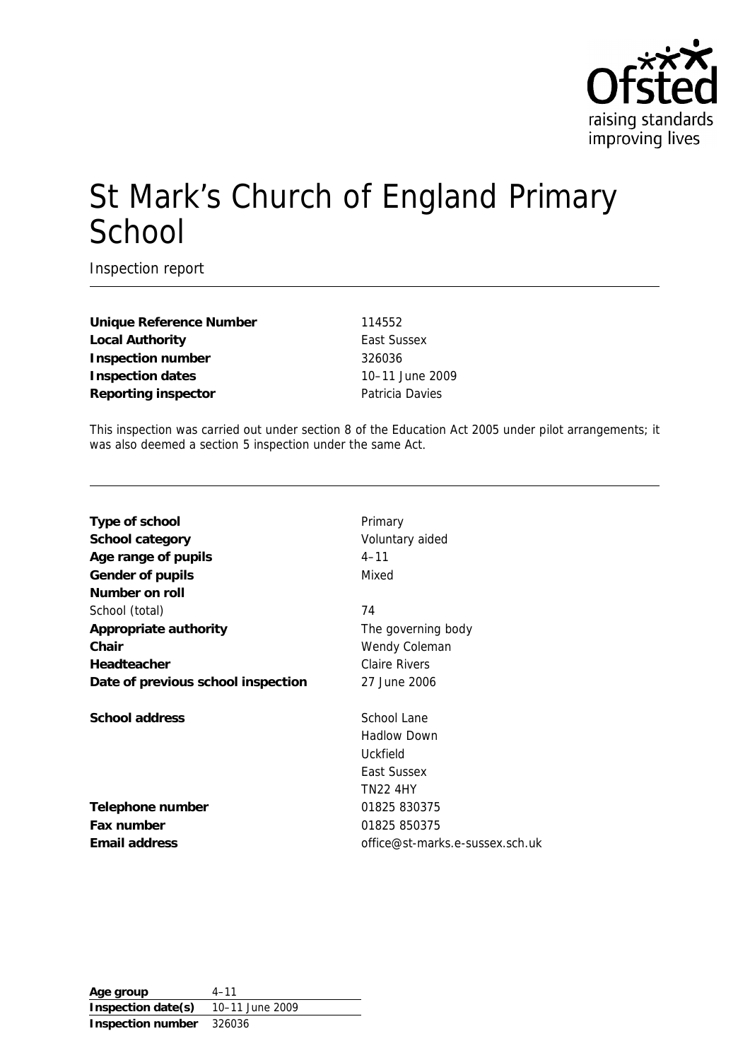# St Mark's Church of England Primary School

Inspection report

| | |
|---|---|
| **Unique Reference Number** | 114552 |
| **Local Authority** | East Sussex |
| **Inspection number** | 326036 |
| **Inspection dates** | 10–11 June 2009 |
| **Reporting inspector** | Patricia Davies |

This inspection was carried out under section 8 of the Education Act 2005 under pilot arrangements; it was also deemed a section 5 inspection under the same Act.

| | |
|---|---|
| **Type of school** | Primary |
| **School category** | Voluntary aided |
| **Age range of pupils** | 4–11 |
| **Gender of pupils** | Mixed |
| **Number on roll** | |
| School (total) | 74 |
| **Appropriate authority** | The governing body |
| **Chair** | Wendy Coleman |
| **Headteacher** | Claire Rivers |
| **Date of previous school inspection** | 27 June 2006 |
| **School address** | School Lane<br>Hadlow Down<br>Uckfield<br>East Sussex<br>TN22 4HY |
| **Telephone number** | 01825 830375 |
| **Fax number** | 01825 850375 |
| **Email address** | office@st-marks.e-sussex.sch.uk |

| | |
|---|---|
| **Age group** | 4–11 |
| **Inspection date(s)** | 10–11 June 2009 |
| **Inspection number** | 326036 |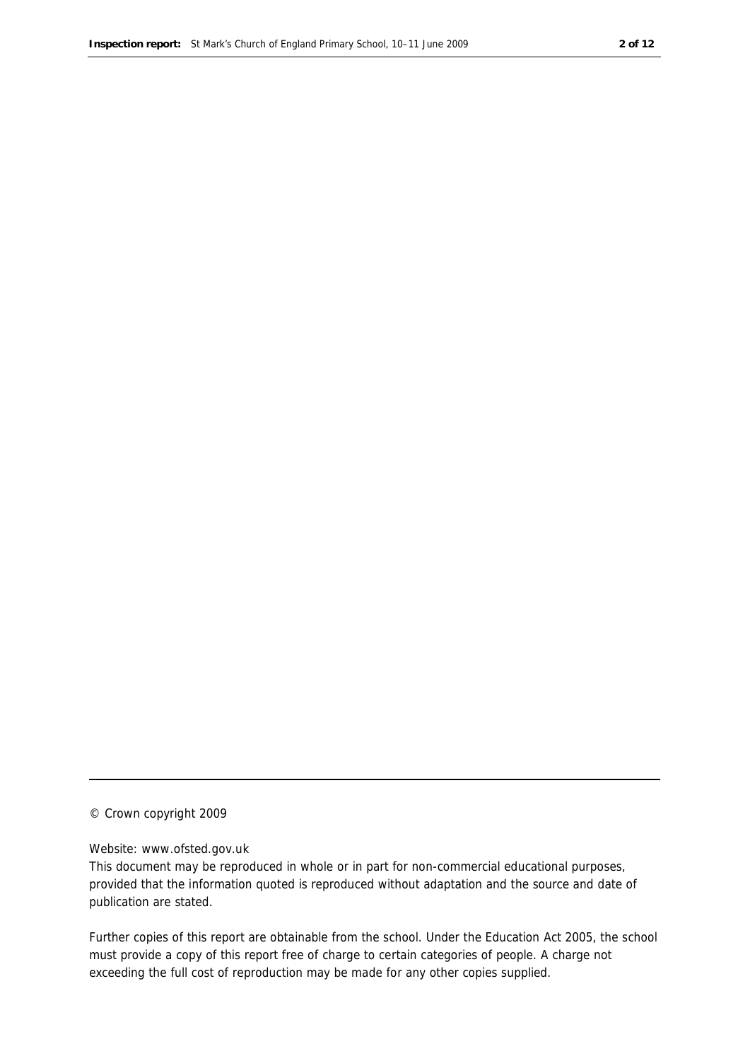© Crown copyright 2009

Website: www.ofsted.gov.uk

This document may be reproduced in whole or in part for non-commercial educational purposes, provided that the information quoted is reproduced without adaptation and the source and date of publication are stated.

Further copies of this report are obtainable from the school. Under the Education Act 2005, the school must provide a copy of this report free of charge to certain categories of people. A charge not exceeding the full cost of reproduction may be made for any other copies supplied.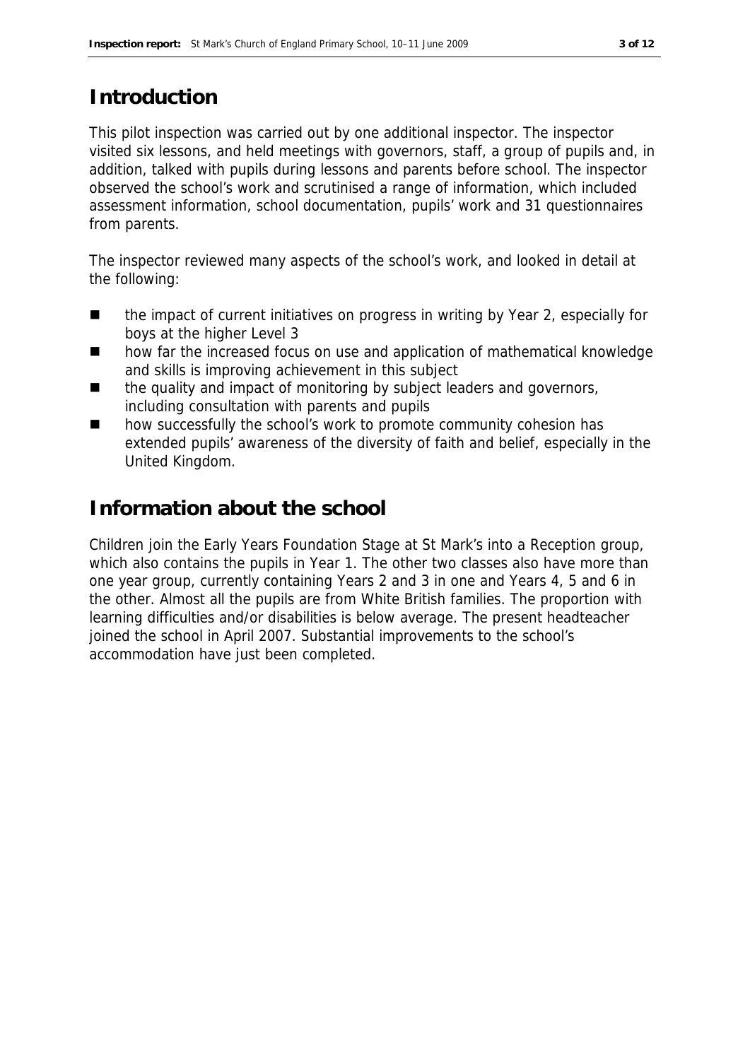## Introduction

This pilot inspection was carried out by one additional inspector. The inspector visited six lessons, and held meetings with governors, staff, a group of pupils and, in addition, talked with pupils during lessons and parents before school. The inspector observed the school's work and scrutinised a range of information, which included assessment information, school documentation, pupils' work and 31 questionnaires from parents.

The inspector reviewed many aspects of the school's work, and looked in detail at the following:

- the impact of current initiatives on progress in writing by Year 2, especially for boys at the higher Level 3
- how far the increased focus on use and application of mathematical knowledge and skills is improving achievement in this subject
- the quality and impact of monitoring by subject leaders and governors, including consultation with parents and pupils
- how successfully the school's work to promote community cohesion has extended pupils' awareness of the diversity of faith and belief, especially in the United Kingdom.

## Information about the school

Children join the Early Years Foundation Stage at St Mark's into a Reception group, which also contains the pupils in Year 1. The other two classes also have more than one year group, currently containing Years 2 and 3 in one and Years 4, 5 and 6 in the other. Almost all the pupils are from White British families. The proportion with learning difficulties and/or disabilities is below average. The present headteacher joined the school in April 2007. Substantial improvements to the school's accommodation have just been completed.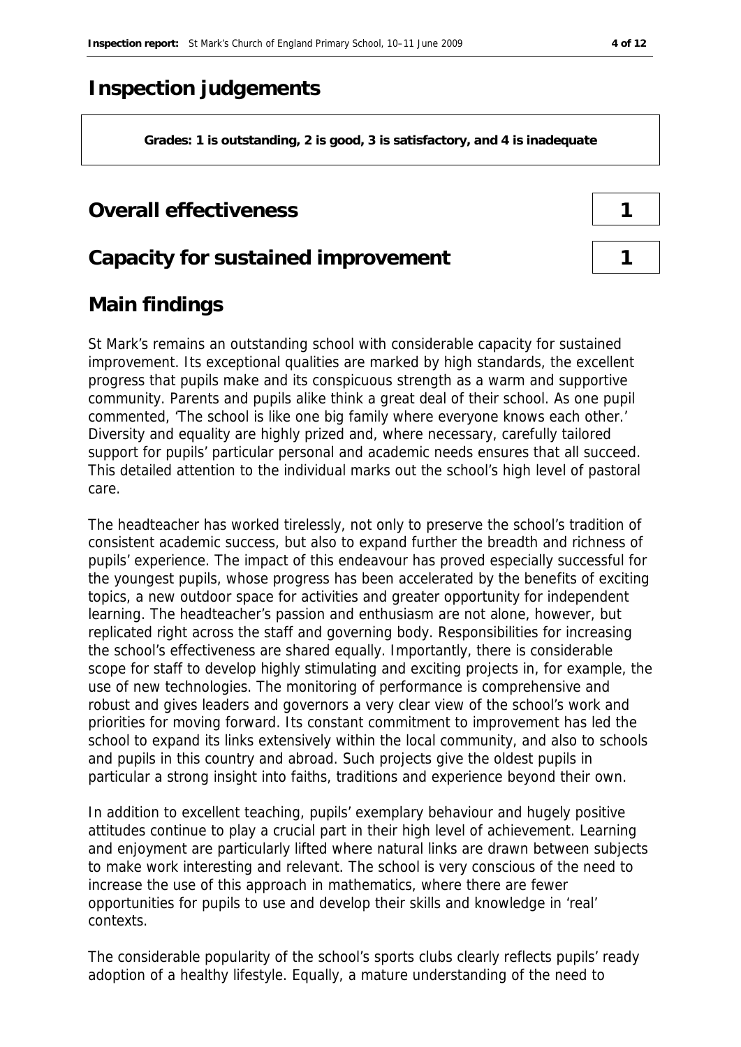# Inspection judgements

**Grades: 1 is outstanding, 2 is good, 3 is satisfactory, and 4 is inadequate**

| | |
|---|---|
| **Overall effectiveness** | **1** |
| **Capacity for sustained improvement** | **1** |

## Main findings

St Mark's remains an outstanding school with considerable capacity for sustained improvement. Its exceptional qualities are marked by high standards, the excellent progress that pupils make and its conspicuous strength as a warm and supportive community. Parents and pupils alike think a great deal of their school. As one pupil commented, 'The school is like one big family where everyone knows each other.' Diversity and equality are highly prized and, where necessary, carefully tailored support for pupils' particular personal and academic needs ensures that all succeed. This detailed attention to the individual marks out the school's high level of pastoral care.

The headteacher has worked tirelessly, not only to preserve the school's tradition of consistent academic success, but also to expand further the breadth and richness of pupils' experience. The impact of this endeavour has proved especially successful for the youngest pupils, whose progress has been accelerated by the benefits of exciting topics, a new outdoor space for activities and greater opportunity for independent learning. The headteacher's passion and enthusiasm are not alone, however, but replicated right across the staff and governing body. Responsibilities for increasing the school's effectiveness are shared equally. Importantly, there is considerable scope for staff to develop highly stimulating and exciting projects in, for example, the use of new technologies. The monitoring of performance is comprehensive and robust and gives leaders and governors a very clear view of the school's work and priorities for moving forward. Its constant commitment to improvement has led the school to expand its links extensively within the local community, and also to schools and pupils in this country and abroad. Such projects give the oldest pupils in particular a strong insight into faiths, traditions and experience beyond their own.

In addition to excellent teaching, pupils' exemplary behaviour and hugely positive attitudes continue to play a crucial part in their high level of achievement. Learning and enjoyment are particularly lifted where natural links are drawn between subjects to make work interesting and relevant. The school is very conscious of the need to increase the use of this approach in mathematics, where there are fewer opportunities for pupils to use and develop their skills and knowledge in 'real' contexts.

The considerable popularity of the school's sports clubs clearly reflects pupils' ready adoption of a healthy lifestyle. Equally, a mature understanding of the need to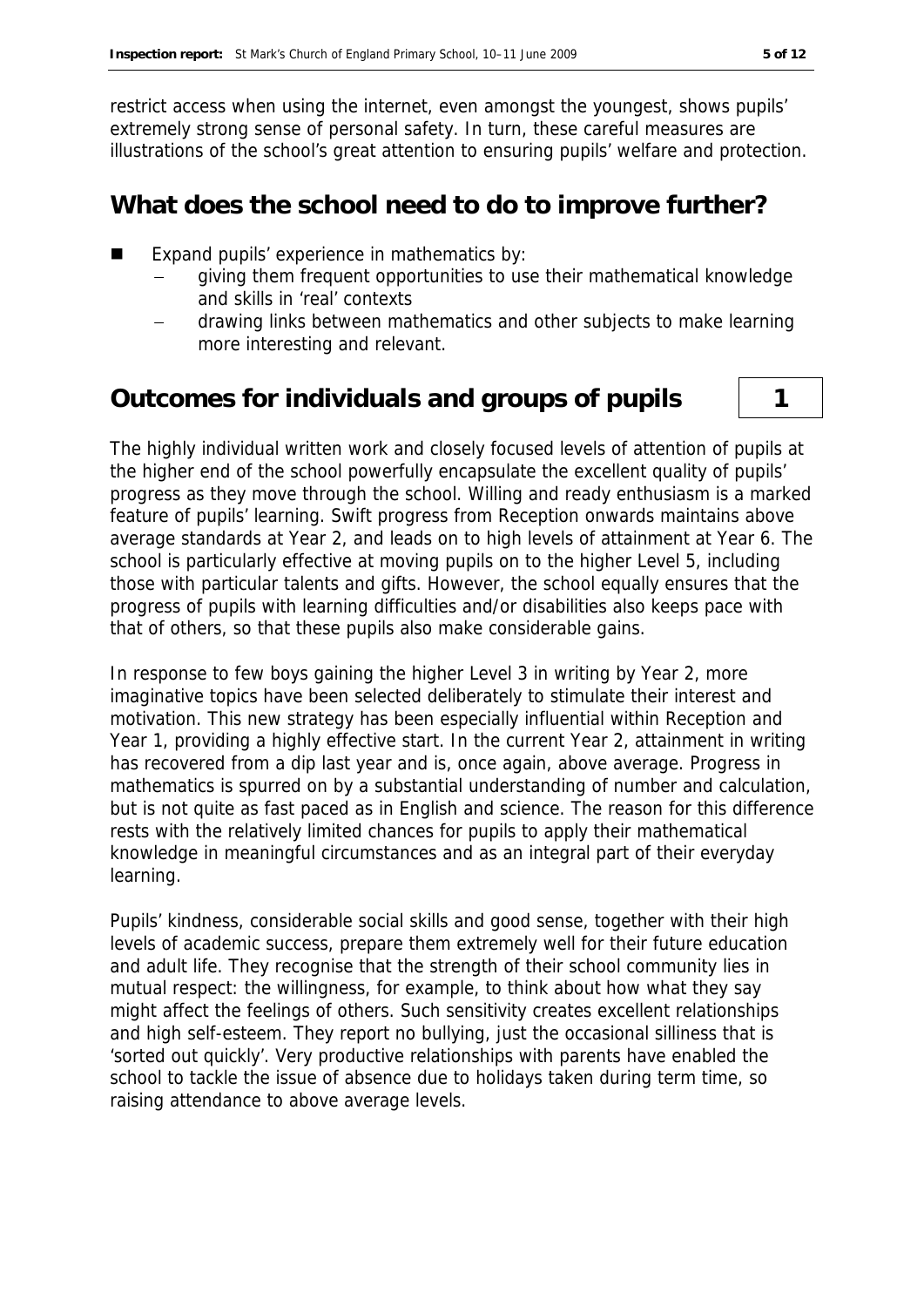restrict access when using the internet, even amongst the youngest, shows pupils' extremely strong sense of personal safety. In turn, these careful measures are illustrations of the school's great attention to ensuring pupils' welfare and protection.

## What does the school need to do to improve further?

- Expand pupils' experience in mathematics by:
  - giving them frequent opportunities to use their mathematical knowledge and skills in 'real' contexts
  - drawing links between mathematics and other subjects to make learning more interesting and relevant.

## Outcomes for individuals and groups of pupils — 1

The highly individual written work and closely focused levels of attention of pupils at the higher end of the school powerfully encapsulate the excellent quality of pupils' progress as they move through the school. Willing and ready enthusiasm is a marked feature of pupils' learning. Swift progress from Reception onwards maintains above average standards at Year 2, and leads on to high levels of attainment at Year 6. The school is particularly effective at moving pupils on to the higher Level 5, including those with particular talents and gifts. However, the school equally ensures that the progress of pupils with learning difficulties and/or disabilities also keeps pace with that of others, so that these pupils also make considerable gains.

In response to few boys gaining the higher Level 3 in writing by Year 2, more imaginative topics have been selected deliberately to stimulate their interest and motivation. This new strategy has been especially influential within Reception and Year 1, providing a highly effective start. In the current Year 2, attainment in writing has recovered from a dip last year and is, once again, above average. Progress in mathematics is spurred on by a substantial understanding of number and calculation, but is not quite as fast paced as in English and science. The reason for this difference rests with the relatively limited chances for pupils to apply their mathematical knowledge in meaningful circumstances and as an integral part of their everyday learning.

Pupils' kindness, considerable social skills and good sense, together with their high levels of academic success, prepare them extremely well for their future education and adult life. They recognise that the strength of their school community lies in mutual respect: the willingness, for example, to think about how what they say might affect the feelings of others. Such sensitivity creates excellent relationships and high self-esteem. They report no bullying, just the occasional silliness that is 'sorted out quickly'. Very productive relationships with parents have enabled the school to tackle the issue of absence due to holidays taken during term time, so raising attendance to above average levels.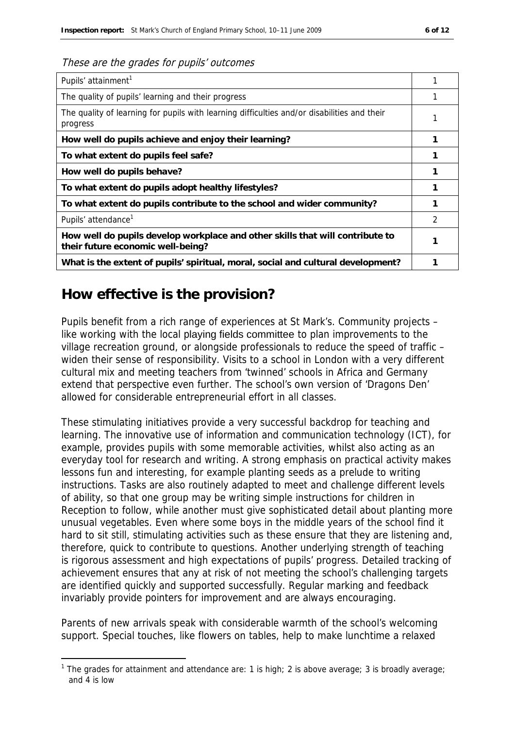*These are the grades for pupils' outcomes*

| | |
|---|---|
| Pupils' attainment[1] | 1 |
| The quality of pupils' learning and their progress | 1 |
| The quality of learning for pupils with learning difficulties and/or disabilities and their progress | 1 |
| **How well do pupils achieve and enjoy their learning?** | **1** |
| **To what extent do pupils feel safe?** | **1** |
| **How well do pupils behave?** | **1** |
| **To what extent do pupils adopt healthy lifestyles?** | **1** |
| **To what extent do pupils contribute to the school and wider community?** | **1** |
| Pupils' attendance[1] | 2 |
| **How well do pupils develop workplace and other skills that will contribute to their future economic well-being?** | **1** |
| **What is the extent of pupils' spiritual, moral, social and cultural development?** | **1** |

## How effective is the provision?

Pupils benefit from a rich range of experiences at St Mark's. Community projects – like working with the local playing fields committee to plan improvements to the village recreation ground, or alongside professionals to reduce the speed of traffic – widen their sense of responsibility. Visits to a school in London with a very different cultural mix and meeting teachers from 'twinned' schools in Africa and Germany extend that perspective even further. The school's own version of 'Dragons Den' allowed for considerable entrepreneurial effort in all classes.

These stimulating initiatives provide a very successful backdrop for teaching and learning. The innovative use of information and communication technology (ICT), for example, provides pupils with some memorable activities, whilst also acting as an everyday tool for research and writing. A strong emphasis on practical activity makes lessons fun and interesting, for example planting seeds as a prelude to writing instructions. Tasks are also routinely adapted to meet and challenge different levels of ability, so that one group may be writing simple instructions for children in Reception to follow, while another must give sophisticated detail about planting more unusual vegetables. Even where some boys in the middle years of the school find it hard to sit still, stimulating activities such as these ensure that they are listening and, therefore, quick to contribute to questions. Another underlying strength of teaching is rigorous assessment and high expectations of pupils' progress. Detailed tracking of achievement ensures that any at risk of not meeting the school's challenging targets are identified quickly and supported successfully. Regular marking and feedback invariably provide pointers for improvement and are always encouraging.

Parents of new arrivals speak with considerable warmth of the school's welcoming support. Special touches, like flowers on tables, help to make lunchtime a relaxed

[1] The grades for attainment and attendance are: 1 is high; 2 is above average; 3 is broadly average; and 4 is low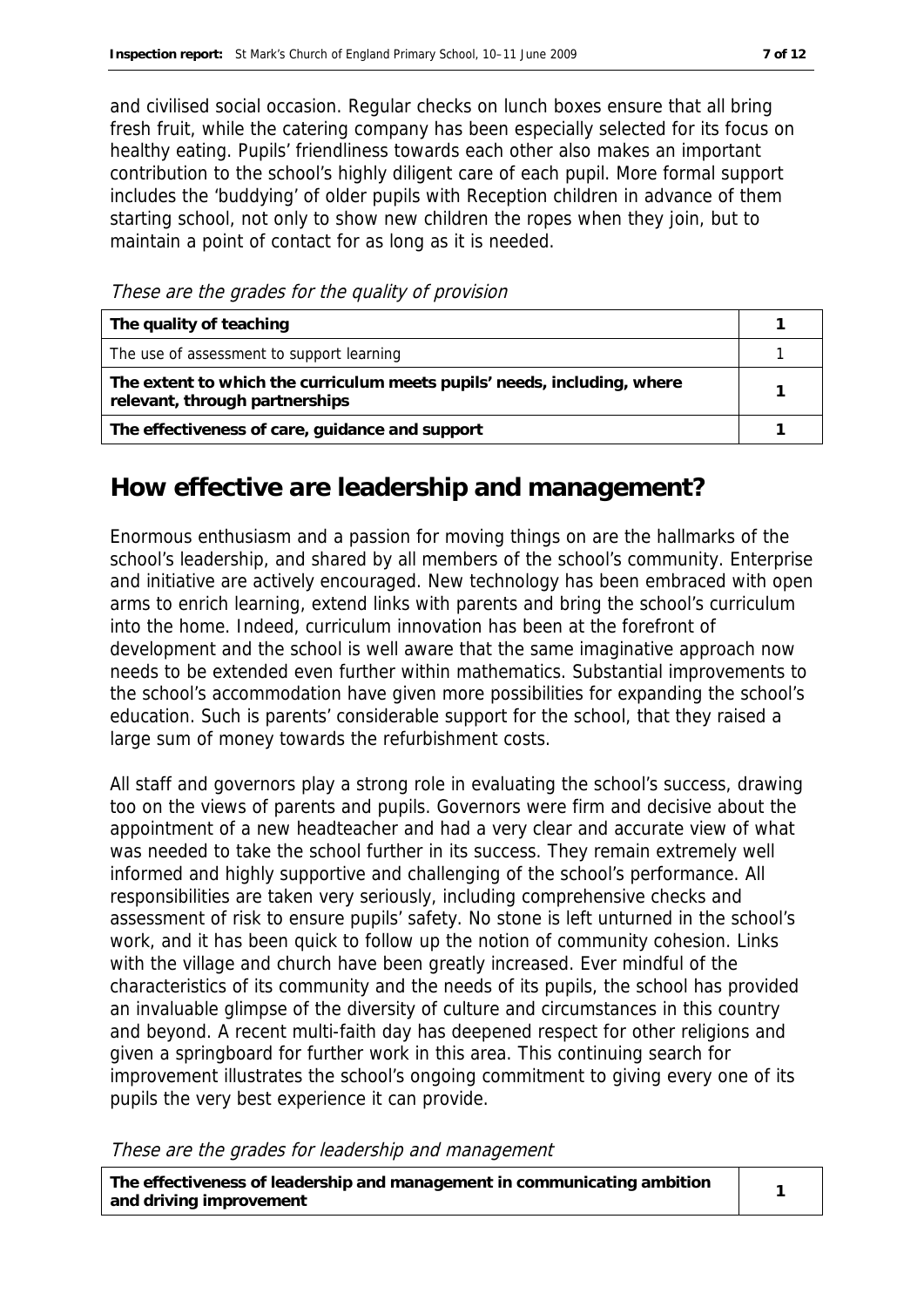and civilised social occasion. Regular checks on lunch boxes ensure that all bring fresh fruit, while the catering company has been especially selected for its focus on healthy eating. Pupils' friendliness towards each other also makes an important contribution to the school's highly diligent care of each pupil. More formal support includes the 'buddying' of older pupils with Reception children in advance of them starting school, not only to show new children the ropes when they join, but to maintain a point of contact for as long as it is needed.

*These are the grades for the quality of provision*

| | |
|---|---|
| **The quality of teaching** | **1** |
| The use of assessment to support learning | 1 |
| **The extent to which the curriculum meets pupils' needs, including, where relevant, through partnerships** | **1** |
| **The effectiveness of care, guidance and support** | **1** |

## How effective are leadership and management?

Enormous enthusiasm and a passion for moving things on are the hallmarks of the school's leadership, and shared by all members of the school's community. Enterprise and initiative are actively encouraged. New technology has been embraced with open arms to enrich learning, extend links with parents and bring the school's curriculum into the home. Indeed, curriculum innovation has been at the forefront of development and the school is well aware that the same imaginative approach now needs to be extended even further within mathematics. Substantial improvements to the school's accommodation have given more possibilities for expanding the school's education. Such is parents' considerable support for the school, that they raised a large sum of money towards the refurbishment costs.

All staff and governors play a strong role in evaluating the school's success, drawing too on the views of parents and pupils. Governors were firm and decisive about the appointment of a new headteacher and had a very clear and accurate view of what was needed to take the school further in its success. They remain extremely well informed and highly supportive and challenging of the school's performance. All responsibilities are taken very seriously, including comprehensive checks and assessment of risk to ensure pupils' safety. No stone is left unturned in the school's work, and it has been quick to follow up the notion of community cohesion. Links with the village and church have been greatly increased. Ever mindful of the characteristics of its community and the needs of its pupils, the school has provided an invaluable glimpse of the diversity of culture and circumstances in this country and beyond. A recent multi-faith day has deepened respect for other religions and given a springboard for further work in this area. This continuing search for improvement illustrates the school's ongoing commitment to giving every one of its pupils the very best experience it can provide.

*These are the grades for leadership and management*

| | |
|---|---|
| **The effectiveness of leadership and management in communicating ambition and driving improvement** | **1** |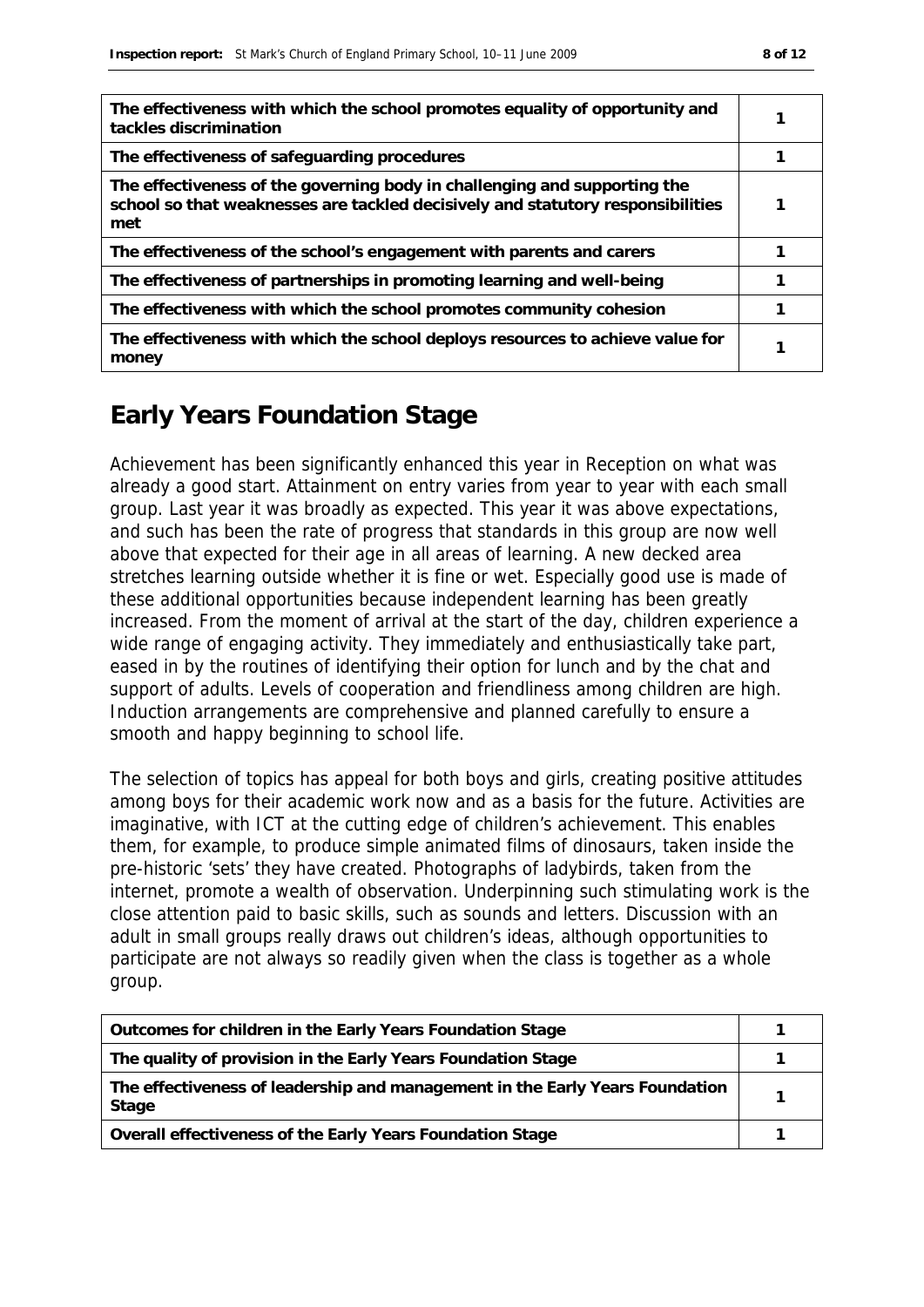| | |
|---|---|
| The effectiveness with which the school promotes equality of opportunity and tackles discrimination | 1 |
| The effectiveness of safeguarding procedures | 1 |
| The effectiveness of the governing body in challenging and supporting the school so that weaknesses are tackled decisively and statutory responsibilities met | 1 |
| The effectiveness of the school's engagement with parents and carers | 1 |
| The effectiveness of partnerships in promoting learning and well-being | 1 |
| The effectiveness with which the school promotes community cohesion | 1 |
| The effectiveness with which the school deploys resources to achieve value for money | 1 |

# Early Years Foundation Stage

Achievement has been significantly enhanced this year in Reception on what was already a good start. Attainment on entry varies from year to year with each small group. Last year it was broadly as expected. This year it was above expectations, and such has been the rate of progress that standards in this group are now well above that expected for their age in all areas of learning. A new decked area stretches learning outside whether it is fine or wet. Especially good use is made of these additional opportunities because independent learning has been greatly increased. From the moment of arrival at the start of the day, children experience a wide range of engaging activity. They immediately and enthusiastically take part, eased in by the routines of identifying their option for lunch and by the chat and support of adults. Levels of cooperation and friendliness among children are high. Induction arrangements are comprehensive and planned carefully to ensure a smooth and happy beginning to school life.

The selection of topics has appeal for both boys and girls, creating positive attitudes among boys for their academic work now and as a basis for the future. Activities are imaginative, with ICT at the cutting edge of children's achievement. This enables them, for example, to produce simple animated films of dinosaurs, taken inside the pre-historic 'sets' they have created. Photographs of ladybirds, taken from the internet, promote a wealth of observation. Underpinning such stimulating work is the close attention paid to basic skills, such as sounds and letters. Discussion with an adult in small groups really draws out children's ideas, although opportunities to participate are not always so readily given when the class is together as a whole group.

| | |
|---|---|
| Outcomes for children in the Early Years Foundation Stage | 1 |
| The quality of provision in the Early Years Foundation Stage | 1 |
| The effectiveness of leadership and management in the Early Years Foundation Stage | 1 |
| Overall effectiveness of the Early Years Foundation Stage | 1 |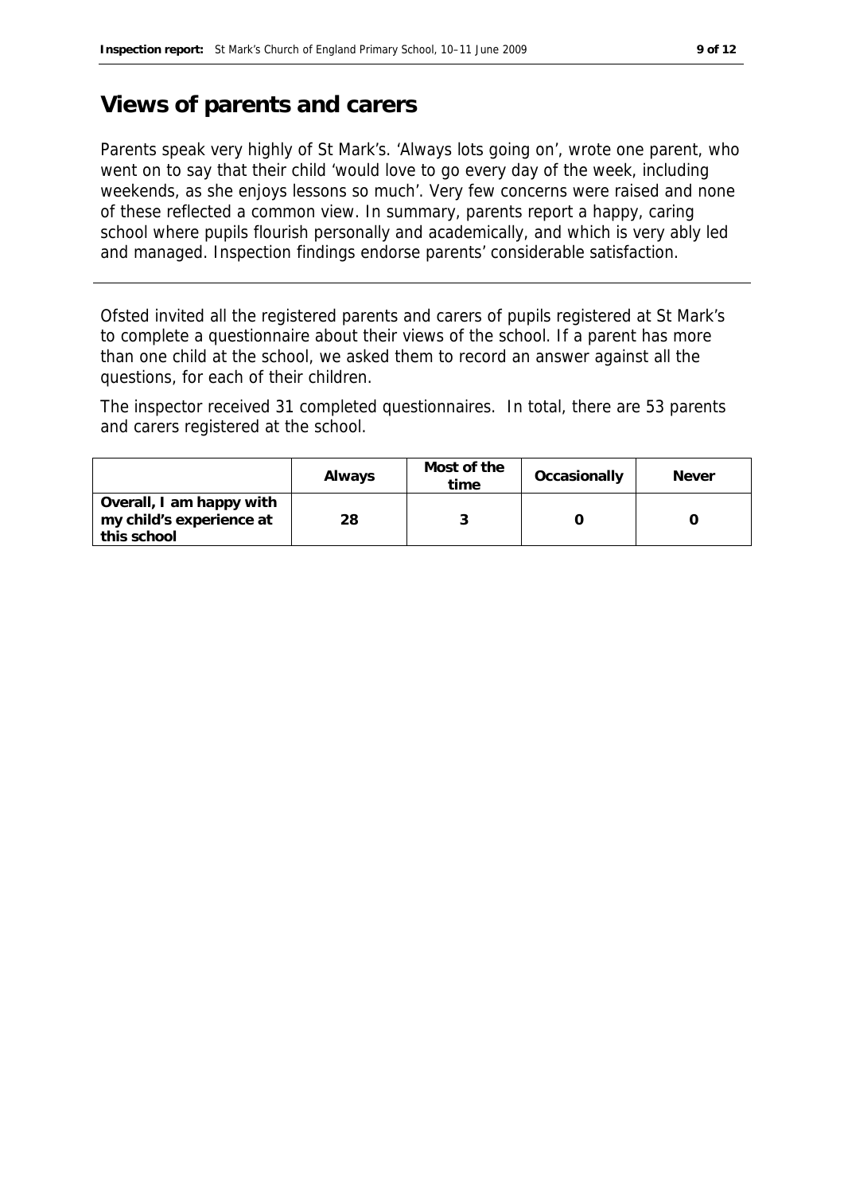# Views of parents and carers

Parents speak very highly of St Mark's. 'Always lots going on', wrote one parent, who went on to say that their child 'would love to go every day of the week, including weekends, as she enjoys lessons so much'. Very few concerns were raised and none of these reflected a common view. In summary, parents report a happy, caring school where pupils flourish personally and academically, and which is very ably led and managed. Inspection findings endorse parents' considerable satisfaction.

---

Ofsted invited all the registered parents and carers of pupils registered at St Mark's to complete a questionnaire about their views of the school. If a parent has more than one child at the school, we asked them to record an answer against all the questions, for each of their children.

The inspector received 31 completed questionnaires. In total, there are 53 parents and carers registered at the school.

| | Always | Most of the time | Occasionally | Never |
|---|---|---|---|---|
| **Overall, I am happy with my child's experience at this school** | **28** | **3** | **0** | **0** |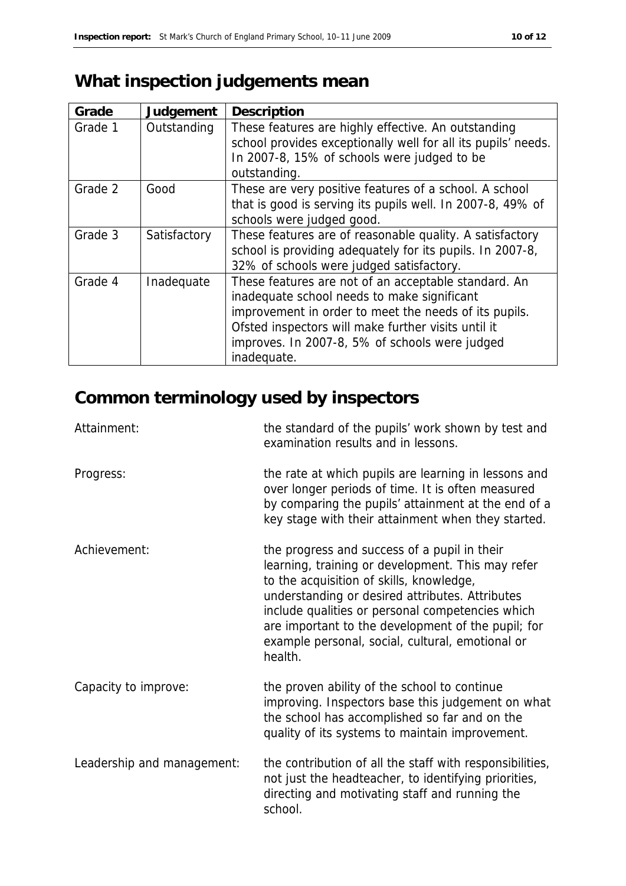## What inspection judgements mean

| Grade | Judgement | Description |
| --- | --- | --- |
| Grade 1 | Outstanding | These features are highly effective. An outstanding school provides exceptionally well for all its pupils' needs. In 2007-8, 15% of schools were judged to be outstanding. |
| Grade 2 | Good | These are very positive features of a school. A school that is good is serving its pupils well. In 2007-8, 49% of schools were judged good. |
| Grade 3 | Satisfactory | These features are of reasonable quality. A satisfactory school is providing adequately for its pupils. In 2007-8, 32% of schools were judged satisfactory. |
| Grade 4 | Inadequate | These features are not of an acceptable standard. An inadequate school needs to make significant improvement in order to meet the needs of its pupils. Ofsted inspectors will make further visits until it improves. In 2007-8, 5% of schools were judged inadequate. |

## Common terminology used by inspectors

Attainment: the standard of the pupils' work shown by test and examination results and in lessons.

Progress: the rate at which pupils are learning in lessons and over longer periods of time. It is often measured by comparing the pupils' attainment at the end of a key stage with their attainment when they started.

Achievement: the progress and success of a pupil in their learning, training or development. This may refer to the acquisition of skills, knowledge, understanding or desired attributes. Attributes include qualities or personal competencies which are important to the development of the pupil; for example personal, social, cultural, emotional or health.

Capacity to improve: the proven ability of the school to continue improving. Inspectors base this judgement on what the school has accomplished so far and on the quality of its systems to maintain improvement.

Leadership and management: the contribution of all the staff with responsibilities, not just the headteacher, to identifying priorities, directing and motivating staff and running the school.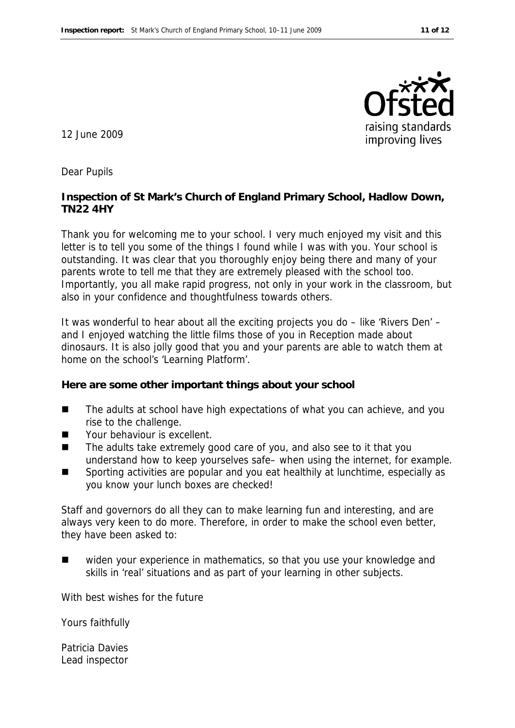12 June 2009

Dear Pupils

**Inspection of St Mark's Church of England Primary School, Hadlow Down, TN22 4HY**

Thank you for welcoming me to your school. I very much enjoyed my visit and this letter is to tell you some of the things I found while I was with you. Your school is outstanding. It was clear that you thoroughly enjoy being there and many of your parents wrote to tell me that they are extremely pleased with the school too. Importantly, you all make rapid progress, not only in your work in the classroom, but also in your confidence and thoughtfulness towards others.

It was wonderful to hear about all the exciting projects you do – like 'Rivers Den' – and I enjoyed watching the little films those of you in Reception made about dinosaurs. It is also jolly good that you and your parents are able to watch them at home on the school's 'Learning Platform'.

**Here are some other important things about your school**

- The adults at school have high expectations of what you can achieve, and you rise to the challenge.
- Your behaviour is excellent.
- The adults take extremely good care of you, and also see to it that you understand how to keep yourselves safe– when using the internet, for example.
- Sporting activities are popular and you eat healthily at lunchtime, especially as you know your lunch boxes are checked!

Staff and governors do all they can to make learning fun and interesting, and are always very keen to do more. Therefore, in order to make the school even better, they have been asked to:

- widen your experience in mathematics, so that you use your knowledge and skills in 'real' situations and as part of your learning in other subjects.

With best wishes for the future

Yours faithfully

Patricia Davies
Lead inspector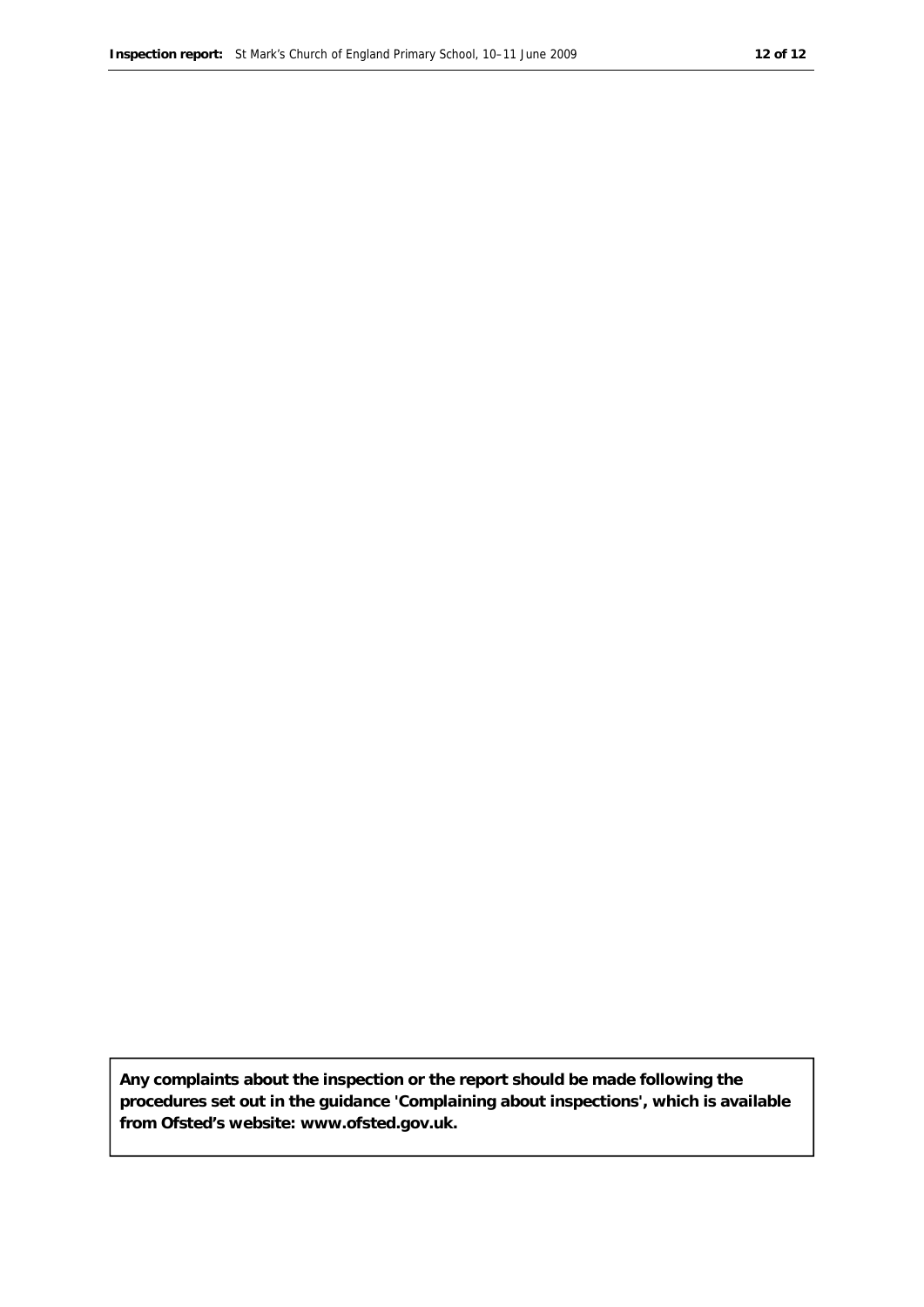**Any complaints about the inspection or the report should be made following the procedures set out in the guidance 'Complaining about inspections', which is available from Ofsted's website: www.ofsted.gov.uk.**